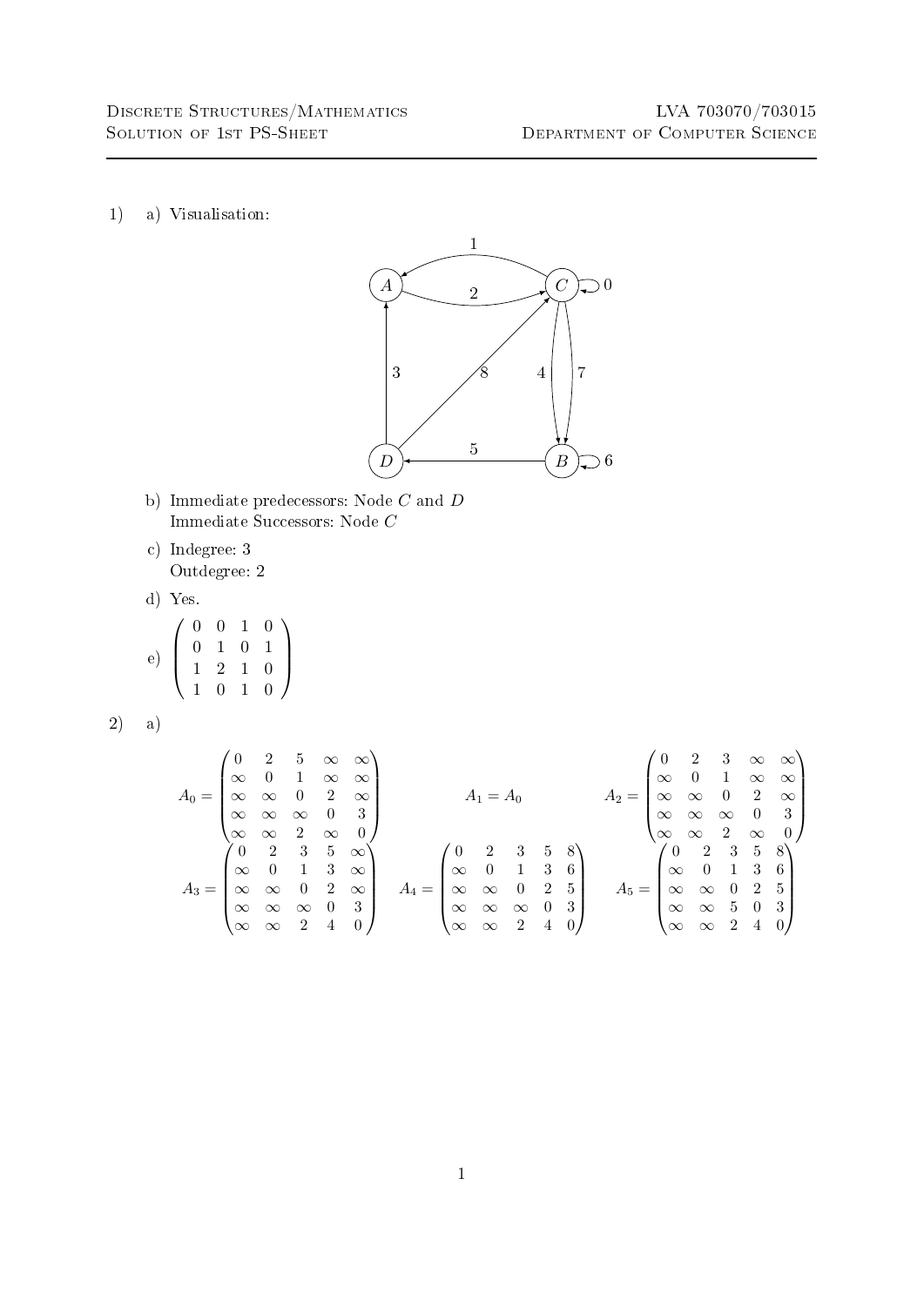1) a) Visualisation:

b) Immediate predecessors: Node $C$ and $D$
   Immediate Successors: Node $C$

c) Indegree: 3
   Outdegree: 2

d) Yes.

e) $\begin{pmatrix} 0 & 0 & 1 & 0 \\ 0 & 1 & 0 & 1 \\ 1 & 2 & 1 & 0 \\ 1 & 0 & 1 & 0 \end{pmatrix}$

2) a)

$$A_0 = \begin{pmatrix} 0 & 2 & 5 & \infty & \infty \\ \infty & 0 & 1 & \infty & \infty \\ \infty & \infty & 0 & 2 & \infty \\ \infty & \infty & \infty & 0 & 3 \\ \infty & \infty & 2 & \infty & 0 \end{pmatrix} \qquad A_1 = A_0 \qquad A_2 = \begin{pmatrix} 0 & 2 & 3 & \infty & \infty \\ \infty & 0 & 1 & \infty & \infty \\ \infty & \infty & 0 & 2 & \infty \\ \infty & \infty & \infty & 0 & 3 \\ \infty & \infty & 2 & \infty & 0 \end{pmatrix}$$

$$A_3 = \begin{pmatrix} 0 & 2 & 3 & 5 & \infty \\ \infty & 0 & 1 & 3 & \infty \\ \infty & \infty & 0 & 2 & \infty \\ \infty & \infty & \infty & 0 & 3 \\ \infty & \infty & 2 & 4 & 0 \end{pmatrix} \quad A_4 = \begin{pmatrix} 0 & 2 & 3 & 5 & 8 \\ \infty & 0 & 1 & 3 & 6 \\ \infty & \infty & 0 & 2 & 5 \\ \infty & \infty & \infty & 0 & 3 \\ \infty & \infty & 2 & 4 & 0 \end{pmatrix} \quad A_5 = \begin{pmatrix} 0 & 2 & 3 & 5 & 8 \\ \infty & 0 & 1 & 3 & 6 \\ \infty & \infty & 0 & 2 & 5 \\ \infty & \infty & 5 & 0 & 3 \\ \infty & \infty & 2 & 4 & 0 \end{pmatrix}$$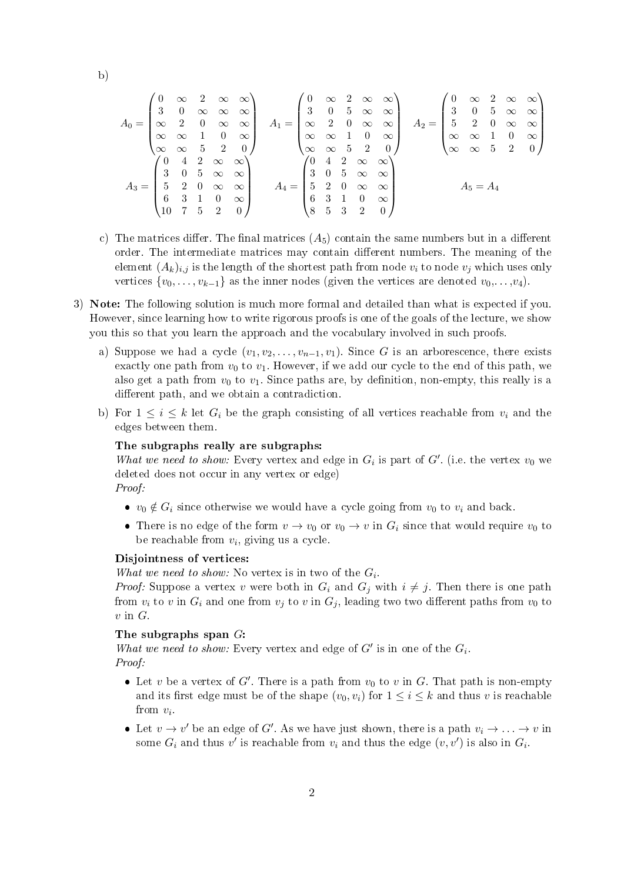b)

$$A_0 = \begin{pmatrix} 0 & \infty & 2 & \infty & \infty \\ 3 & 0 & \infty & \infty & \infty \\ \infty & 2 & 0 & \infty & \infty \\ \infty & \infty & 1 & 0 & \infty \\ \infty & \infty & 5 & 2 & 0 \end{pmatrix} \quad A_1 = \begin{pmatrix} 0 & \infty & 2 & \infty & \infty \\ 3 & 0 & 5 & \infty & \infty \\ \infty & 2 & 0 & \infty & \infty \\ \infty & \infty & 1 & 0 & \infty \\ \infty & \infty & 5 & 2 & 0 \end{pmatrix} \quad A_2 = \begin{pmatrix} 0 & \infty & 2 & \infty & \infty \\ 3 & 0 & 5 & \infty & \infty \\ 5 & 2 & 0 & \infty & \infty \\ \infty & \infty & 1 & 0 & \infty \\ \infty & \infty & 5 & 2 & 0 \end{pmatrix}$$

$$A_3 = \begin{pmatrix} 0 & 4 & 2 & \infty & \infty \\ 3 & 0 & 5 & \infty & \infty \\ 5 & 2 & 0 & \infty & \infty \\ 6 & 3 & 1 & 0 & \infty \\ 10 & 7 & 5 & 2 & 0 \end{pmatrix} \quad A_4 = \begin{pmatrix} 0 & 4 & 2 & \infty & \infty \\ 3 & 0 & 5 & \infty & \infty \\ 5 & 2 & 0 & \infty & \infty \\ 6 & 3 & 1 & 0 & \infty \\ 8 & 5 & 3 & 2 & 0 \end{pmatrix} \quad A_5 = A_4$$

c) The matrices differ. The final matrices ($A_5$) contain the same numbers but in a different order. The intermediate matrices may contain different numbers. The meaning of the element $(A_k)_{i,j}$ is the length of the shortest path from node $v_i$ to node $v_j$ which uses only vertices $\{v_0, \ldots, v_{k-1}\}$ as the inner nodes (given the vertices are denoted $v_0, \ldots, v_4$).

3) **Note:** The following solution is much more formal and detailed than what is expected if you. However, since learning how to write rigorous proofs is one of the goals of the lecture, we show you this so that you learn the approach and the vocabulary involved in such proofs.

a) Suppose we had a cycle $(v_1, v_2, \ldots, v_{n-1}, v_1)$. Since $G$ is an arborescence, there exists exactly one path from $v_0$ to $v_1$. However, if we add our cycle to the end of this path, we also get a path from $v_0$ to $v_1$. Since paths are, by definition, non-empty, this really is a different path, and we obtain a contradiction.

b) For $1 \leq i \leq k$ let $G_i$ be the graph consisting of all vertices reachable from $v_i$ and the edges between them.

**The subgraphs really are subgraphs:**
*What we need to show:* Every vertex and edge in $G_i$ is part of $G'$. (i.e. the vertex $v_0$ we deleted does not occur in any vertex or edge)
*Proof:*

- $v_0 \notin G_i$ since otherwise we would have a cycle going from $v_0$ to $v_i$ and back.
- There is no edge of the form $v \to v_0$ or $v_0 \to v$ in $G_i$ since that would require $v_0$ to be reachable from $v_i$, giving us a cycle.

**Disjointness of vertices:**
*What we need to show:* No vertex is in two of the $G_i$.
*Proof:* Suppose a vertex $v$ were both in $G_i$ and $G_j$ with $i \neq j$. Then there is one path from $v_i$ to $v$ in $G_i$ and one from $v_j$ to $v$ in $G_j$, leading two two different paths from $v_0$ to $v$ in $G$.

**The subgraphs span $G$:**
*What we need to show:* Every vertex and edge of $G'$ is in one of the $G_i$.
*Proof:*

- Let $v$ be a vertex of $G'$. There is a path from $v_0$ to $v$ in $G$. That path is non-empty and its first edge must be of the shape $(v_0, v_i)$ for $1 \leq i \leq k$ and thus $v$ is reachable from $v_i$.
- Let $v \to v'$ be an edge of $G'$. As we have just shown, there is a path $v_i \to \ldots \to v$ in some $G_i$ and thus $v'$ is reachable from $v_i$ and thus the edge $(v, v')$ is also in $G_i$.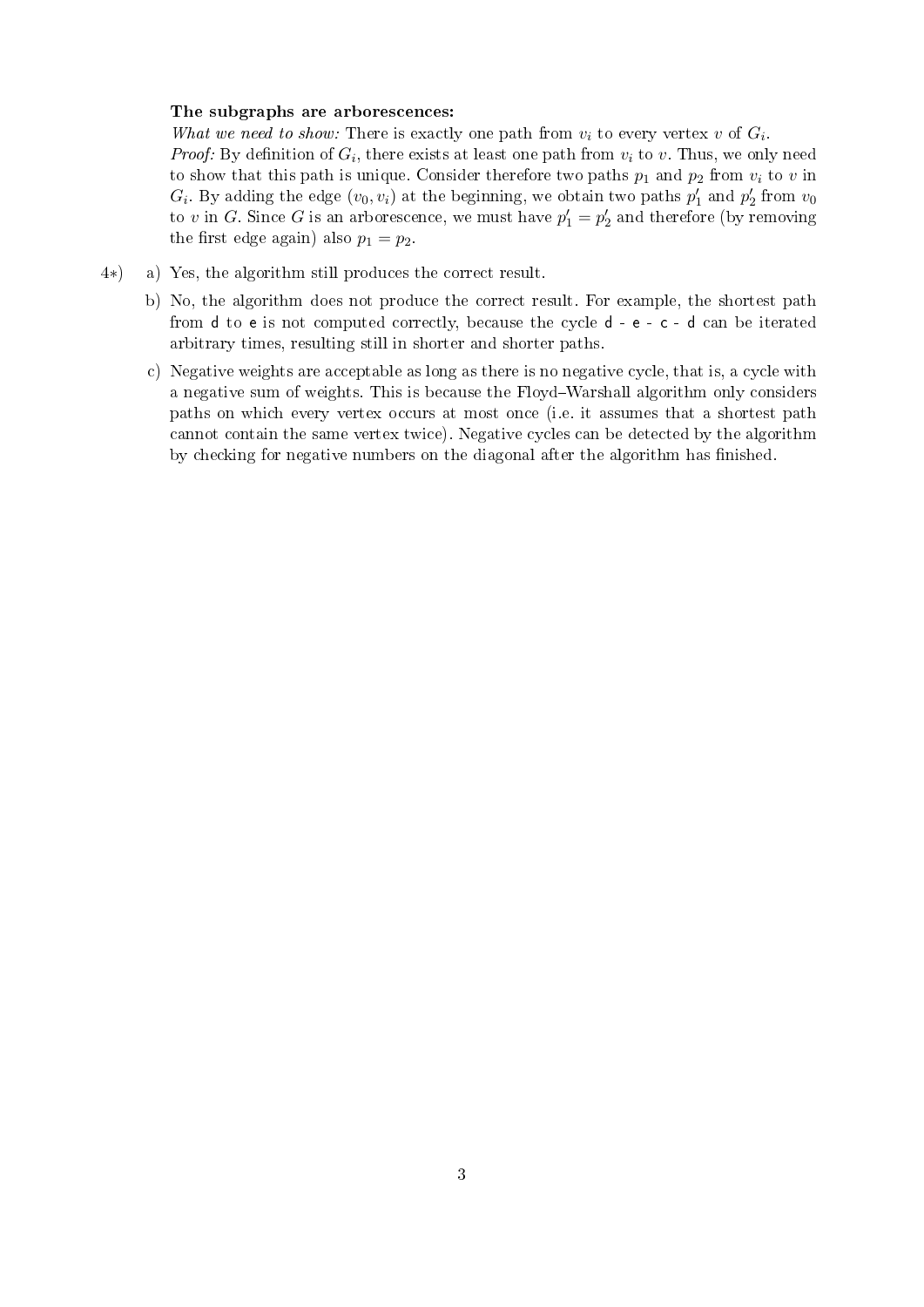**The subgraphs are arborescences:**

*What we need to show:* There is exactly one path from $v_i$ to every vertex $v$ of $G_i$.

*Proof:* By definition of $G_i$, there exists at least one path from $v_i$ to $v$. Thus, we only need to show that this path is unique. Consider therefore two paths $p_1$ and $p_2$ from $v_i$ to $v$ in $G_i$. By adding the edge $(v_0, v_i)$ at the beginning, we obtain two paths $p'_1$ and $p'_2$ from $v_0$ to $v$ in $G$. Since $G$ is an arborescence, we must have $p'_1 = p'_2$ and therefore (by removing the first edge again) also $p_1 = p_2$.

4*)

a) Yes, the algorithm still produces the correct result.

b) No, the algorithm does not produce the correct result. For example, the shortest path from `d` to `e` is not computed correctly, because the cycle `d` - `e` - `c` - `d` can be iterated arbitrary times, resulting still in shorter and shorter paths.

c) Negative weights are acceptable as long as there is no negative cycle, that is, a cycle with a negative sum of weights. This is because the Floyd–Warshall algorithm only considers paths on which every vertex occurs at most once (i.e. it assumes that a shortest path cannot contain the same vertex twice). Negative cycles can be detected by the algorithm by checking for negative numbers on the diagonal after the algorithm has finished.